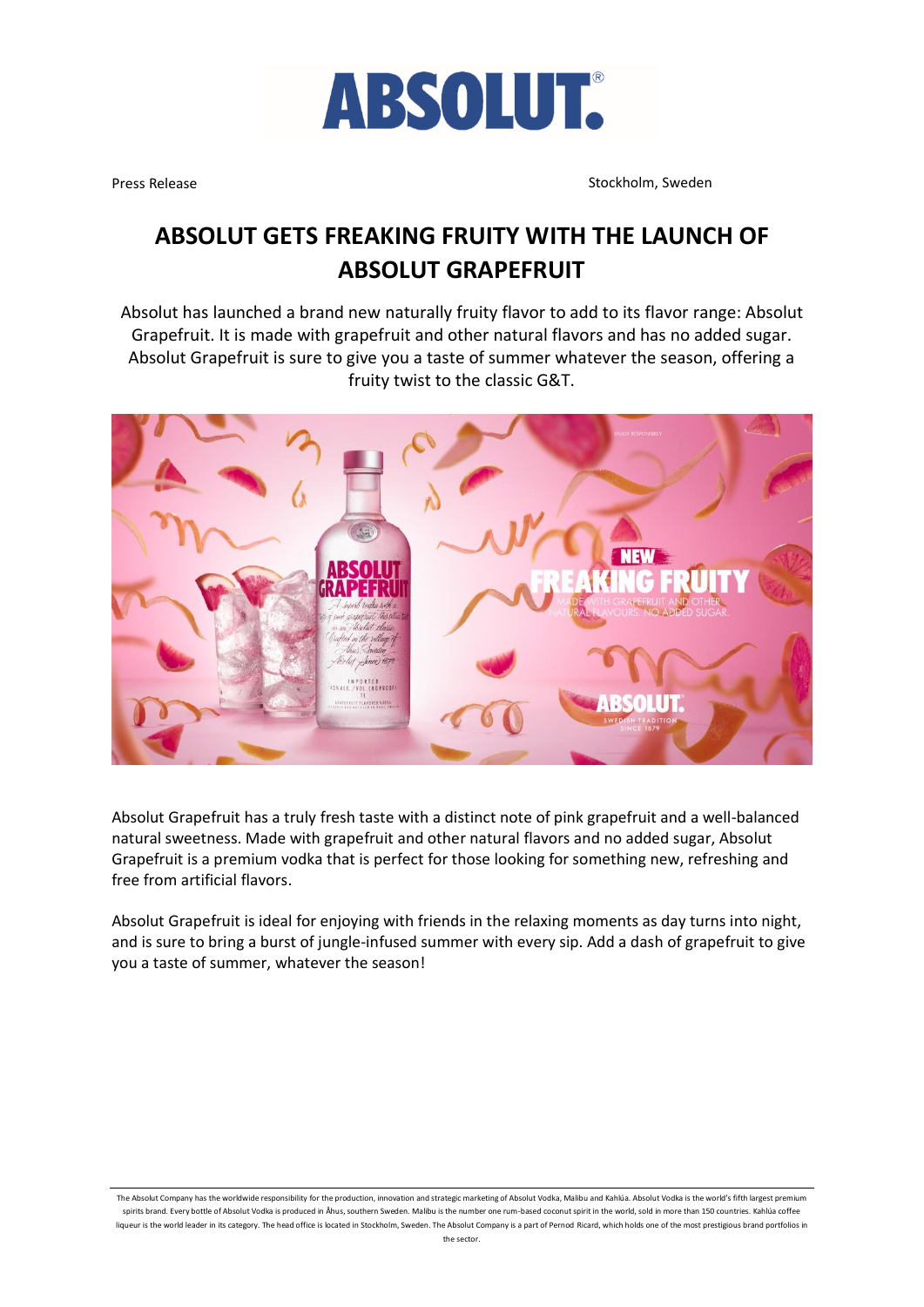ABSOLUT®

Press Release

Stockholm, Sweden

# ABSOLUT GETS FREAKING FRUITY WITH THE LAUNCH OF ABSOLUT GRAPEFRUIT

Absolut has launched a brand new naturally fruity flavor to add to its flavor range: Absolut Grapefruit. It is made with grapefruit and other natural flavors and has no added sugar. Absolut Grapefruit is sure to give you a taste of summer whatever the season, offering a fruity twist to the classic G&T.

Absolut Grapefruit has a truly fresh taste with a distinct note of pink grapefruit and a well-balanced natural sweetness. Made with grapefruit and other natural flavors and no added sugar, Absolut Grapefruit is a premium vodka that is perfect for those looking for something new, refreshing and free from artificial flavors.

Absolut Grapefruit is ideal for enjoying with friends in the relaxing moments as day turns into night, and is sure to bring a burst of jungle-infused summer with every sip. Add a dash of grapefruit to give you a taste of summer, whatever the season!

---

The Absolut Company has the worldwide responsibility for the production, innovation and strategic marketing of Absolut Vodka, Malibu and Kahlúa. Absolut Vodka is the world's fifth largest premium spirits brand. Every bottle of Absolut Vodka is produced in Åhus, southern Sweden. Malibu is the number one rum-based coconut spirit in the world, sold in more than 150 countries. Kahlúa coffee liqueur is the world leader in its category. The head office is located in Stockholm, Sweden. The Absolut Company is a part of Pernod Ricard, which holds one of the most prestigious brand portfolios in the sector.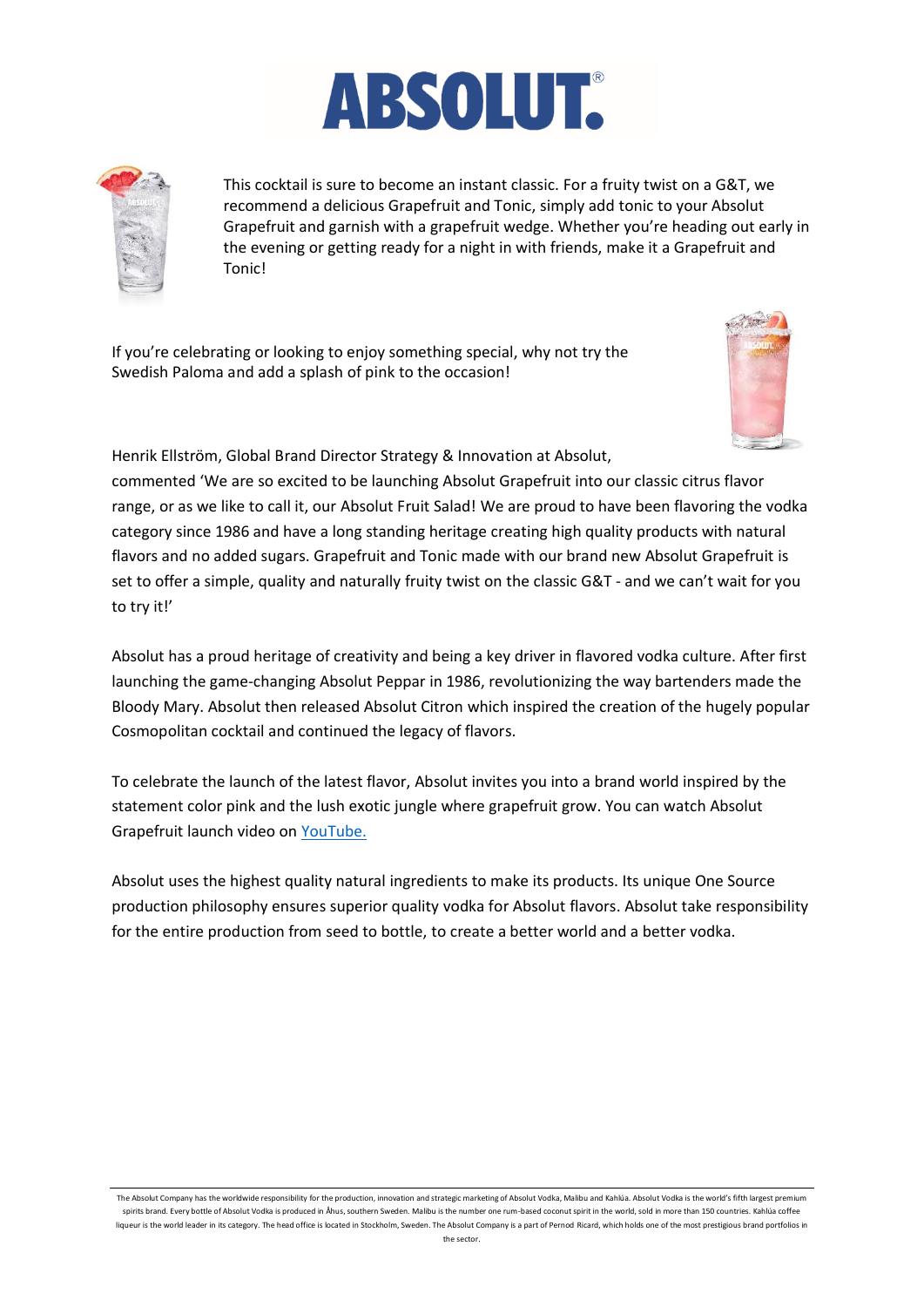This cocktail is sure to become an instant classic. For a fruity twist on a G&T, we recommend a delicious Grapefruit and Tonic, simply add tonic to your Absolut Grapefruit and garnish with a grapefruit wedge. Whether you're heading out early in the evening or getting ready for a night in with friends, make it a Grapefruit and Tonic!

If you're celebrating or looking to enjoy something special, why not try the Swedish Paloma and add a splash of pink to the occasion!

Henrik Ellström, Global Brand Director Strategy & Innovation at Absolut, commented 'We are so excited to be launching Absolut Grapefruit into our classic citrus flavor range, or as we like to call it, our Absolut Fruit Salad! We are proud to have been flavoring the vodka category since 1986 and have a long standing heritage creating high quality products with natural flavors and no added sugars. Grapefruit and Tonic made with our brand new Absolut Grapefruit is set to offer a simple, quality and naturally fruity twist on the classic G&T - and we can't wait for you to try it!'

Absolut has a proud heritage of creativity and being a key driver in flavored vodka culture. After first launching the game-changing Absolut Peppar in 1986, revolutionizing the way bartenders made the Bloody Mary. Absolut then released Absolut Citron which inspired the creation of the hugely popular Cosmopolitan cocktail and continued the legacy of flavors.

To celebrate the launch of the latest flavor, Absolut invites you into a brand world inspired by the statement color pink and the lush exotic jungle where grapefruit grow. You can watch Absolut Grapefruit launch video on [YouTube.]

Absolut uses the highest quality natural ingredients to make its products. Its unique One Source production philosophy ensures superior quality vodka for Absolut flavors. Absolut take responsibility for the entire production from seed to bottle, to create a better world and a better vodka.

---

The Absolut Company has the worldwide responsibility for the production, innovation and strategic marketing of Absolut Vodka, Malibu and Kahlúa. Absolut Vodka is the world's fifth largest premium spirits brand. Every bottle of Absolut Vodka is produced in Åhus, southern Sweden. Malibu is the number one rum-based coconut spirit in the world, sold in more than 150 countries. Kahlúa coffee liqueur is the world leader in its category. The head office is located in Stockholm, Sweden. The Absolut Company is a part of Pernod Ricard, which holds one of the most prestigious brand portfolios in the sector.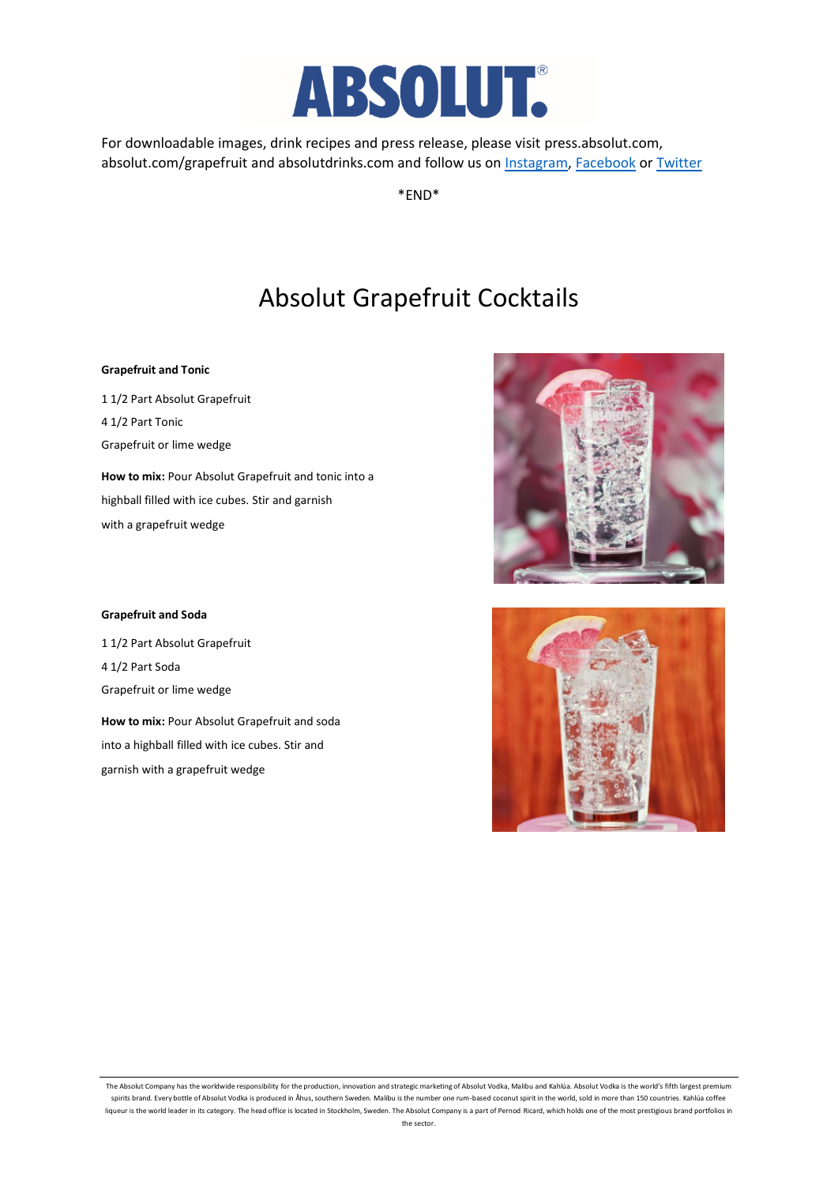For downloadable images, drink recipes and press release, please visit press.absolut.com, absolut.com/grapefruit and absolutdrinks.com and follow us on Instagram, Facebook or Twitter

*END*

# Absolut Grapefruit Cocktails

**Grapefruit and Tonic**

1 1/2 Part Absolut Grapefruit

4 1/2 Part Tonic

Grapefruit or lime wedge

**How to mix:** Pour Absolut Grapefruit and tonic into a highball filled with ice cubes. Stir and garnish with a grapefruit wedge

**Grapefruit and Soda**

1 1/2 Part Absolut Grapefruit

4 1/2 Part Soda

Grapefruit or lime wedge

**How to mix:** Pour Absolut Grapefruit and soda into a highball filled with ice cubes. Stir and garnish with a grapefruit wedge

The Absolut Company has the worldwide responsibility for the production, innovation and strategic marketing of Absolut Vodka, Malibu and Kahlúa. Absolut Vodka is the world's fifth largest premium spirits brand. Every bottle of Absolut Vodka is produced in Åhus, southern Sweden. Malibu is the number one rum-based coconut spirit in the world, sold in more than 150 countries. Kahlúa coffee liqueur is the world leader in its category. The head office is located in Stockholm, Sweden. The Absolut Company is a part of Pernod Ricard, which holds one of the most prestigious brand portfolios in the sector.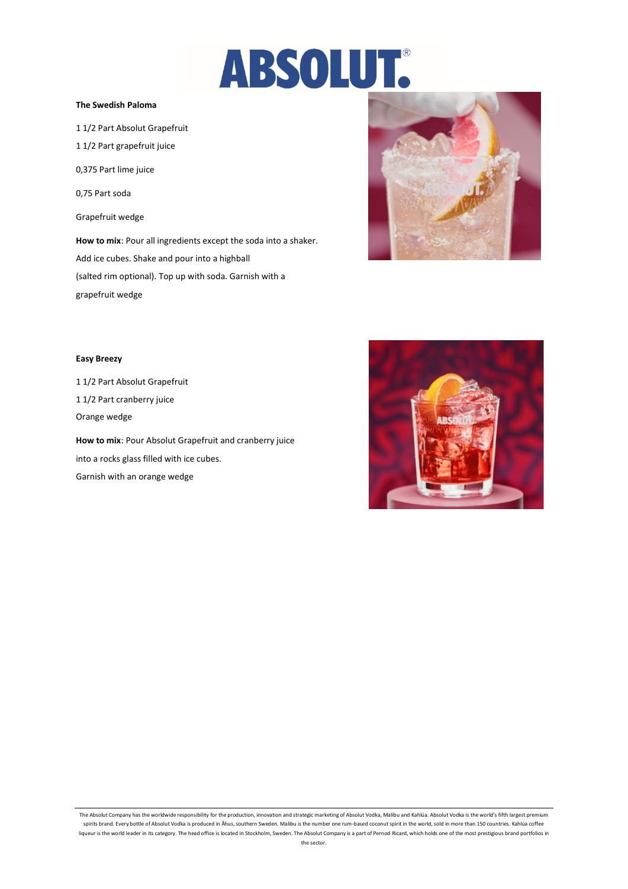ABSOLUT.®

**The Swedish Paloma**

1 1/2 Part Absolut Grapefruit

1 1/2 Part grapefruit juice

0,375 Part lime juice

0,75 Part soda

Grapefruit wedge

**How to mix**: Pour all ingredients except the soda into a shaker. Add ice cubes. Shake and pour into a highball (salted rim optional). Top up with soda. Garnish with a grapefruit wedge

**Easy Breezy**

1 1/2 Part Absolut Grapefruit

1 1/2 Part cranberry juice

Orange wedge

**How to mix**: Pour Absolut Grapefruit and cranberry juice into a rocks glass filled with ice cubes. Garnish with an orange wedge

The Absolut Company has the worldwide responsibility for the production, innovation and strategic marketing of Absolut Vodka, Malibu and Kahlúa. Absolut Vodka is the world's fifth largest premium spirits brand. Every bottle of Absolut Vodka is produced in Åhus, southern Sweden. Malibu is the number one rum-based coconut spirit in the world, sold in more than 150 countries. Kahlúa coffee liqueur is the world leader in its category. The head office is located in Stockholm, Sweden. The Absolut Company is a part of Pernod Ricard, which holds one of the most prestigious brand portfolios in the sector.